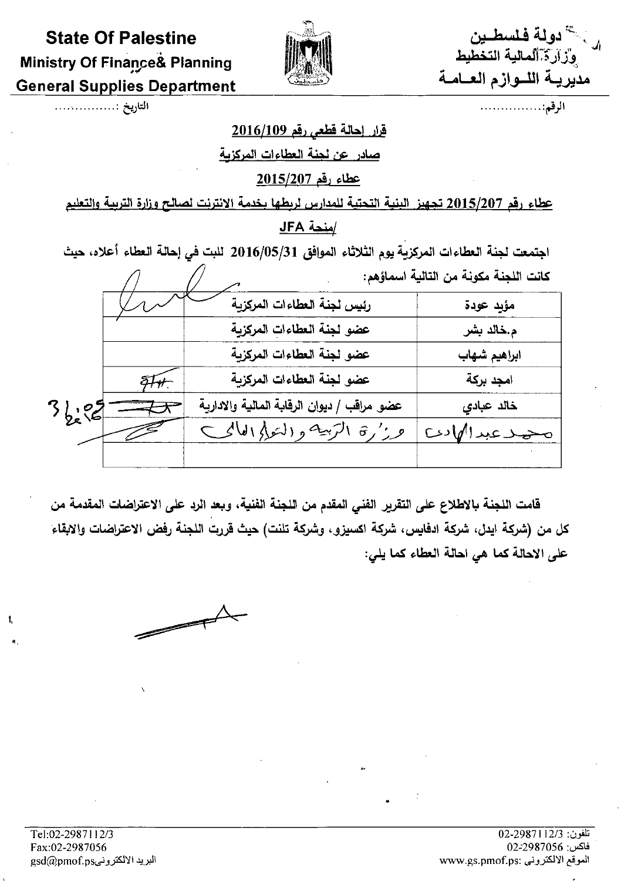**State Of Palestine**
**Ministry Of Finance& Planning**
**General Supplies Department**

**دولة فلسطين**
**وزارة المالية التخطيط**
**مديرية اللوازم العامة**

الرقم:................ التاريخ :................

## قرار إحالة قطعي رقم 2016/109

## صادر عن لجنة العطاءات المركزية

## عطاء رقم 2015/207

**عطاء رقم 2015/207 تجهيز البنية التحتية للمدارس لربطها بخدمة الانترنت لصالح وزارة التربية والتعليم /منحة JFA**

اجتمعت لجنة العطاءات المركزية يوم الثلاثاء الموافق 2016/05/31 للبت في إحالة العطاء أعلاه، حيث كانت اللجنة مكونة من التالية اسماؤهم:

| الاسم | الصفة | التوقيع |
|---|---|---|
| مؤيد عودة | رئيس لجنة العطاءات المركزية | |
| م.خالد بشر | عضو لجنة العطاءات المركزية | |
| ابراهيم شهاب | عضو لجنة العطاءات المركزية | |
| امجد بركة | عضو لجنة العطاءات المركزية | |
| خالد عبادي | عضو مراقب / ديوان الرقابة المالية والادارية | |
| محمد عبد الهادي | وزارة التربية والتعليم العالي | |
| | | |

قامت اللجنة بالاطلاع على التقرير الفني المقدم من اللجنة الفنية، وبعد الرد على الاعتراضات المقدمة من كل من (شركة ايدل، شركة ادفايس، شركة اكسيزو، وشركة تلنت) حيث قررت اللجنة رفض الاعتراضات والابقاء على الاحالة كما هي احالة العطاء كما يلي: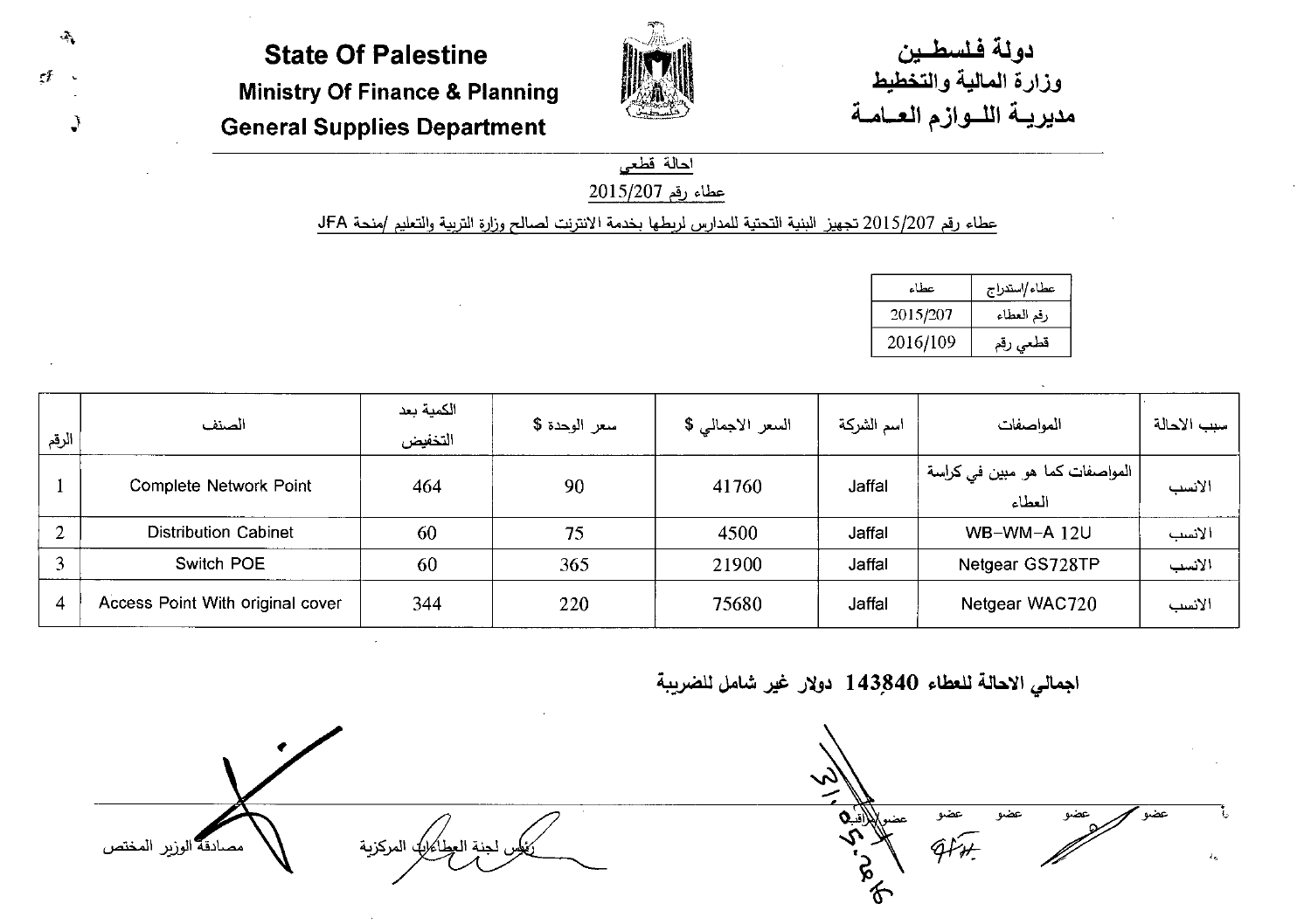**State Of Palestine**
**Ministry Of Finance & Planning**
**General Supplies Department**

**دولة فلسطين**
**وزارة المالية والتخطيط**
**مديرية اللوازم العامة**

احالة قطعي

عطاء رقم 2015/207

عطاء رقم 2015/207 تجهيز البنية التحتية للمدارس لربطها بخدمة الانترنت لصالح وزارة التربية والتعليم /منحة JFA

| عطاء/استدراج | عطاء |
|---|---|
| رقم العطاء | 2015/207 |
| قطعي رقم | 2016/109 |

| الرقم | الصنف | الكمية بعد التخفيض | سعر الوحدة $ | السعر الاجمالي $ | اسم الشركة | المواصفات | سبب الاحالة |
|---|---|---|---|---|---|---|---|
| 1 | Complete Network Point | 464 | 90 | 41760 | Jaffal | المواصفات كما هو مبين في كراسة العطاء | الانسب |
| 2 | Distribution Cabinet | 60 | 75 | 4500 | Jaffal | WB-WM-A 12U | الانسب |
| 3 | Switch POE | 60 | 365 | 21900 | Jaffal | Netgear GS728TP | الانسب |
| 4 | Access Point With original cover | 344 | 220 | 75680 | Jaffal | Netgear WAC720 | الانسب |

**اجمالي الاحالة للعطاء 143840 دولار غير شامل للضريبة**

عضو | عضو | عضو | عضو | عضو | عضو/مراقب

رئيس لجنة العطاءات المركزية

مصادقة الوزير المختص